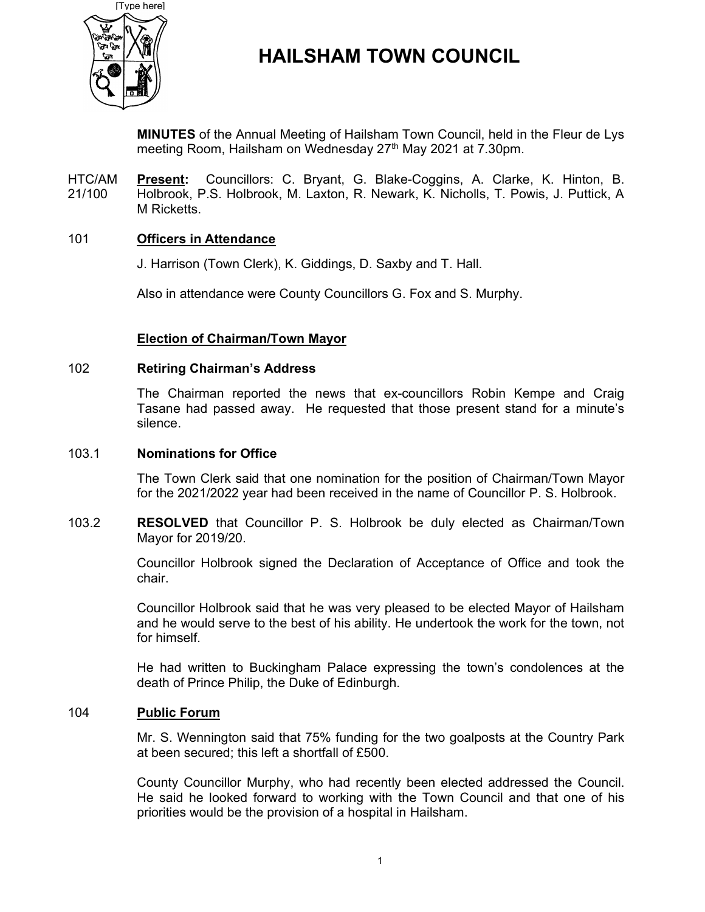[Type here]

# HAILSHAM TOWN COUNCIL

**MINUTES** of the Annual Meeting of Hailsham Town Council, held in the Fleur de Lys meeting Room, Hailsham on Wednesday 27th May 2021 at 7.30pm.

HTC/AM 21/100 **Present:** Councillors: C. Bryant, G. Blake-Coggins, A. Clarke, K. Hinton, B. Holbrook, P.S. Holbrook, M. Laxton, R. Newark, K. Nicholls, T. Powis, J. Puttick, A M Ricketts.

## 101 Officers in Attendance

J. Harrison (Town Clerk), K. Giddings, D. Saxby and T. Hall.

Also in attendance were County Councillors G. Fox and S. Murphy.

## Election of Chairman/Town Mayor

### 102 Retiring Chairman's Address

The Chairman reported the news that ex-councillors Robin Kempe and Craig Tasane had passed away. He requested that those present stand for a minute's silence.

### 103.1 Nominations for Office

The Town Clerk said that one nomination for the position of Chairman/Town Mayor for the 2021/2022 year had been received in the name of Councillor P. S. Holbrook.

103.2 **RESOLVED** that Councillor P. S. Holbrook be duly elected as Chairman/Town Mayor for 2019/20.

Councillor Holbrook signed the Declaration of Acceptance of Office and took the chair.

Councillor Holbrook said that he was very pleased to be elected Mayor of Hailsham and he would serve to the best of his ability. He undertook the work for the town, not for himself.

He had written to Buckingham Palace expressing the town's condolences at the death of Prince Philip, the Duke of Edinburgh.

## 104 Public Forum

Mr. S. Wennington said that 75% funding for the two goalposts at the Country Park at been secured; this left a shortfall of £500.

County Councillor Murphy, who had recently been elected addressed the Council. He said he looked forward to working with the Town Council and that one of his priorities would be the provision of a hospital in Hailsham.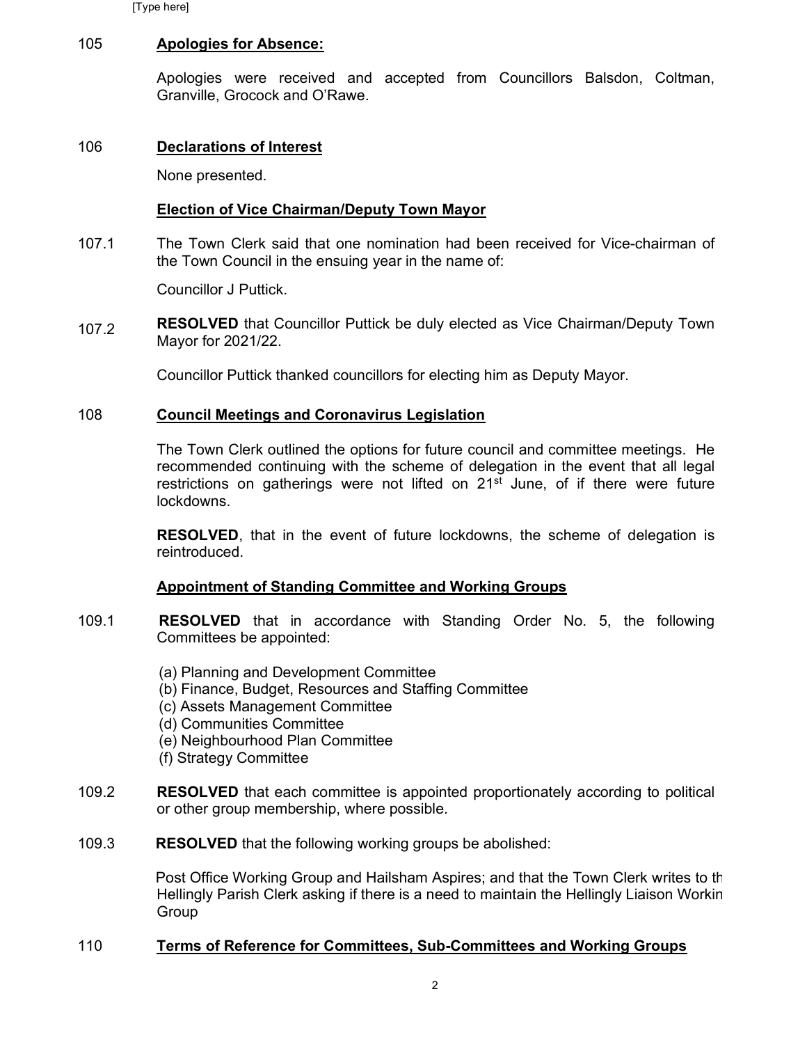## 105 Apologies for Absence:

Apologies were received and accepted from Councillors Balsdon, Coltman, Granville, Grocock and O'Rawe.

## 106 Declarations of Interest

None presented.

## Election of Vice Chairman/Deputy Town Mayor

107.1 The Town Clerk said that one nomination had been received for Vice-chairman of the Town Council in the ensuing year in the name of:

Councillor J Puttick.

107.2 **RESOLVED** that Councillor Puttick be duly elected as Vice Chairman/Deputy Town Mayor for 2021/22.

Councillor Puttick thanked councillors for electing him as Deputy Mayor.

## 108 Council Meetings and Coronavirus Legislation

The Town Clerk outlined the options for future council and committee meetings. He recommended continuing with the scheme of delegation in the event that all legal restrictions on gatherings were not lifted on 21st June, of if there were future lockdowns.

**RESOLVED**, that in the event of future lockdowns, the scheme of delegation is reintroduced.

## Appointment of Standing Committee and Working Groups

109.1 **RESOLVED** that in accordance with Standing Order No. 5, the following Committees be appointed:

(a) Planning and Development Committee
(b) Finance, Budget, Resources and Staffing Committee
(c) Assets Management Committee
(d) Communities Committee
(e) Neighbourhood Plan Committee
(f) Strategy Committee

109.2 **RESOLVED** that each committee is appointed proportionately according to political or other group membership, where possible.

109.3 **RESOLVED** that the following working groups be abolished:

Post Office Working Group and Hailsham Aspires; and that the Town Clerk writes to th Hellingly Parish Clerk asking if there is a need to maintain the Hellingly Liaison Workin Group

## 110 Terms of Reference for Committees, Sub-Committees and Working Groups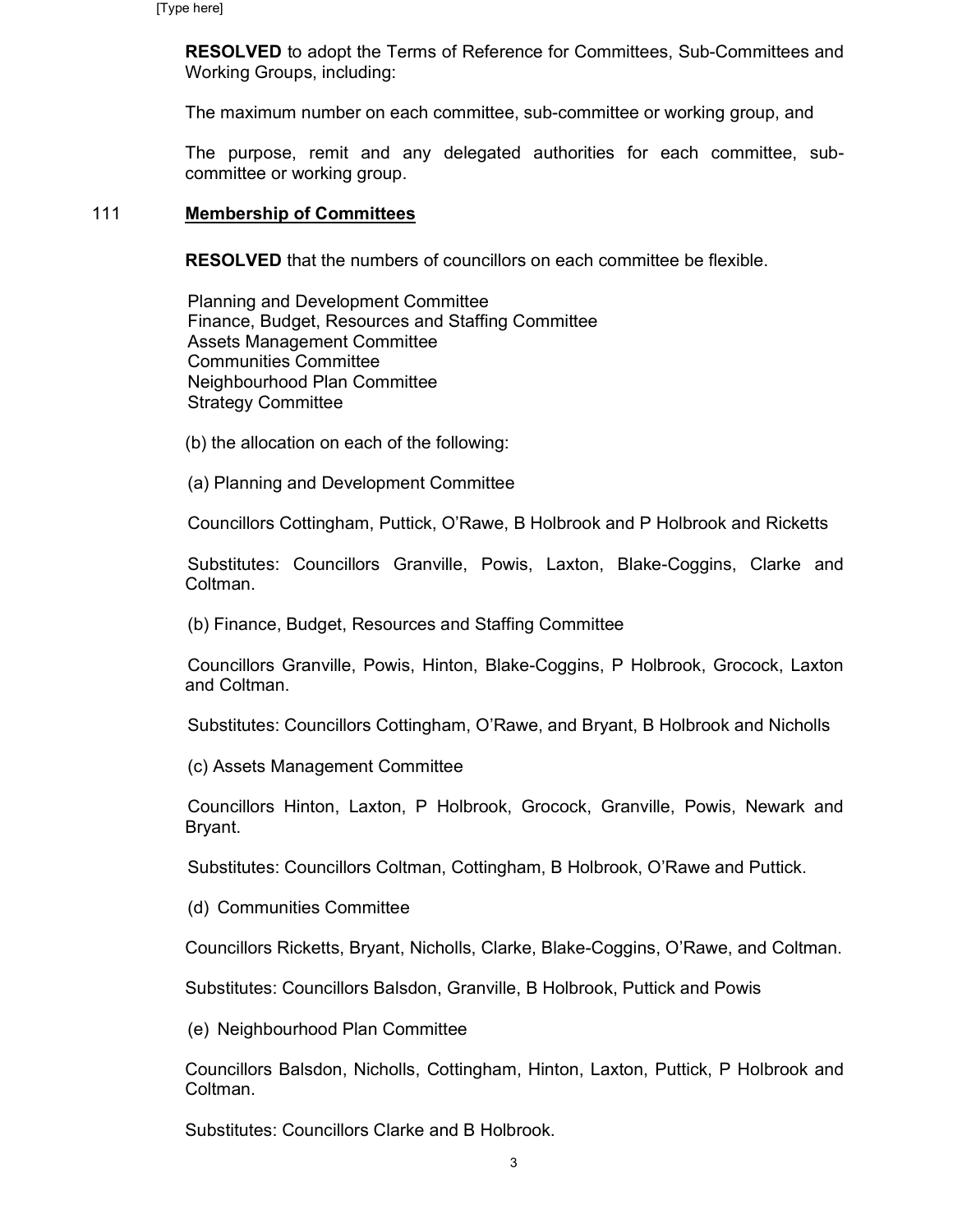**RESOLVED** to adopt the Terms of Reference for Committees, Sub-Committees and Working Groups, including:

The maximum number on each committee, sub-committee or working group, and

The purpose, remit and any delegated authorities for each committee, sub-committee or working group.

## 111 **Membership of Committees**

**RESOLVED** that the numbers of councillors on each committee be flexible.

Planning and Development Committee
Finance, Budget, Resources and Staffing Committee
Assets Management Committee
Communities Committee
Neighbourhood Plan Committee
Strategy Committee

(b) the allocation on each of the following:

(a) Planning and Development Committee

Councillors Cottingham, Puttick, O'Rawe, B Holbrook and P Holbrook and Ricketts

Substitutes: Councillors Granville, Powis, Laxton, Blake-Coggins, Clarke and Coltman.

(b) Finance, Budget, Resources and Staffing Committee

Councillors Granville, Powis, Hinton, Blake-Coggins, P Holbrook, Grocock, Laxton and Coltman.

Substitutes: Councillors Cottingham, O'Rawe, and Bryant, B Holbrook and Nicholls

(c) Assets Management Committee

Councillors Hinton, Laxton, P Holbrook, Grocock, Granville, Powis, Newark and Bryant.

Substitutes: Councillors Coltman, Cottingham, B Holbrook, O'Rawe and Puttick.

(d) Communities Committee

Councillors Ricketts, Bryant, Nicholls, Clarke, Blake-Coggins, O'Rawe, and Coltman.

Substitutes: Councillors Balsdon, Granville, B Holbrook, Puttick and Powis

(e) Neighbourhood Plan Committee

Councillors Balsdon, Nicholls, Cottingham, Hinton, Laxton, Puttick, P Holbrook and Coltman.

Substitutes: Councillors Clarke and B Holbrook.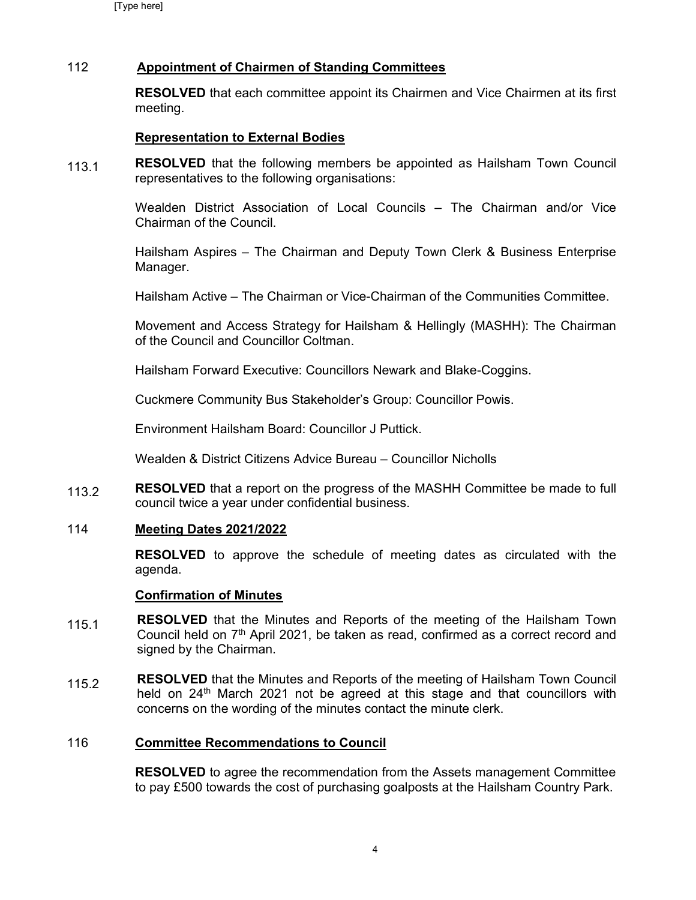## 112 Appointment of Chairmen of Standing Committees

**RESOLVED** that each committee appoint its Chairmen and Vice Chairmen at its first meeting.

## Representation to External Bodies

113.1 **RESOLVED** that the following members be appointed as Hailsham Town Council representatives to the following organisations:

Wealden District Association of Local Councils – The Chairman and/or Vice Chairman of the Council.

Hailsham Aspires – The Chairman and Deputy Town Clerk & Business Enterprise Manager.

Hailsham Active – The Chairman or Vice-Chairman of the Communities Committee.

Movement and Access Strategy for Hailsham & Hellingly (MASHH): The Chairman of the Council and Councillor Coltman.

Hailsham Forward Executive: Councillors Newark and Blake-Coggins.

Cuckmere Community Bus Stakeholder's Group: Councillor Powis.

Environment Hailsham Board: Councillor J Puttick.

Wealden & District Citizens Advice Bureau – Councillor Nicholls

113.2 **RESOLVED** that a report on the progress of the MASHH Committee be made to full council twice a year under confidential business.

## 114 Meeting Dates 2021/2022

**RESOLVED** to approve the schedule of meeting dates as circulated with the agenda.

## Confirmation of Minutes

115.1 **RESOLVED** that the Minutes and Reports of the meeting of the Hailsham Town Council held on 7th April 2021, be taken as read, confirmed as a correct record and signed by the Chairman.

115.2 **RESOLVED** that the Minutes and Reports of the meeting of Hailsham Town Council held on 24th March 2021 not be agreed at this stage and that councillors with concerns on the wording of the minutes contact the minute clerk.

## 116 Committee Recommendations to Council

**RESOLVED** to agree the recommendation from the Assets management Committee to pay £500 towards the cost of purchasing goalposts at the Hailsham Country Park.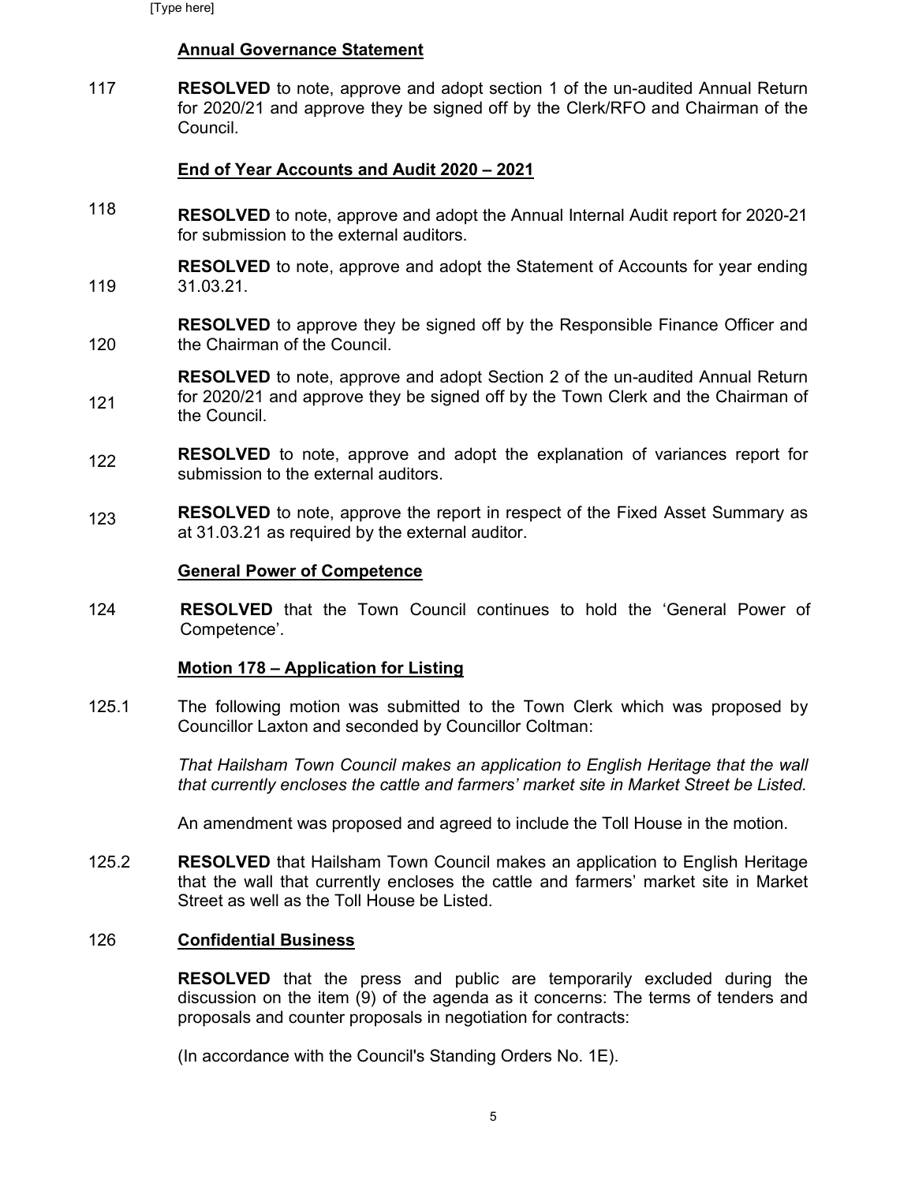**Annual Governance Statement**

117 **RESOLVED** to note, approve and adopt section 1 of the un-audited Annual Return for 2020/21 and approve they be signed off by the Clerk/RFO and Chairman of the Council.

**End of Year Accounts and Audit 2020 – 2021**

118 **RESOLVED** to note, approve and adopt the Annual Internal Audit report for 2020-21 for submission to the external auditors.

119 **RESOLVED** to note, approve and adopt the Statement of Accounts for year ending 31.03.21.

120 **RESOLVED** to approve they be signed off by the Responsible Finance Officer and the Chairman of the Council.

121 **RESOLVED** to note, approve and adopt Section 2 of the un-audited Annual Return for 2020/21 and approve they be signed off by the Town Clerk and the Chairman of the Council.

122 **RESOLVED** to note, approve and adopt the explanation of variances report for submission to the external auditors.

123 **RESOLVED** to note, approve the report in respect of the Fixed Asset Summary as at 31.03.21 as required by the external auditor.

**General Power of Competence**

124 **RESOLVED** that the Town Council continues to hold the 'General Power of Competence'.

**Motion 178 – Application for Listing**

125.1 The following motion was submitted to the Town Clerk which was proposed by Councillor Laxton and seconded by Councillor Coltman:

*That Hailsham Town Council makes an application to English Heritage that the wall that currently encloses the cattle and farmers' market site in Market Street be Listed.*

An amendment was proposed and agreed to include the Toll House in the motion.

125.2 **RESOLVED** that Hailsham Town Council makes an application to English Heritage that the wall that currently encloses the cattle and farmers' market site in Market Street as well as the Toll House be Listed.

126 **Confidential Business**

**RESOLVED** that the press and public are temporarily excluded during the discussion on the item (9) of the agenda as it concerns: The terms of tenders and proposals and counter proposals in negotiation for contracts:

(In accordance with the Council's Standing Orders No. 1E).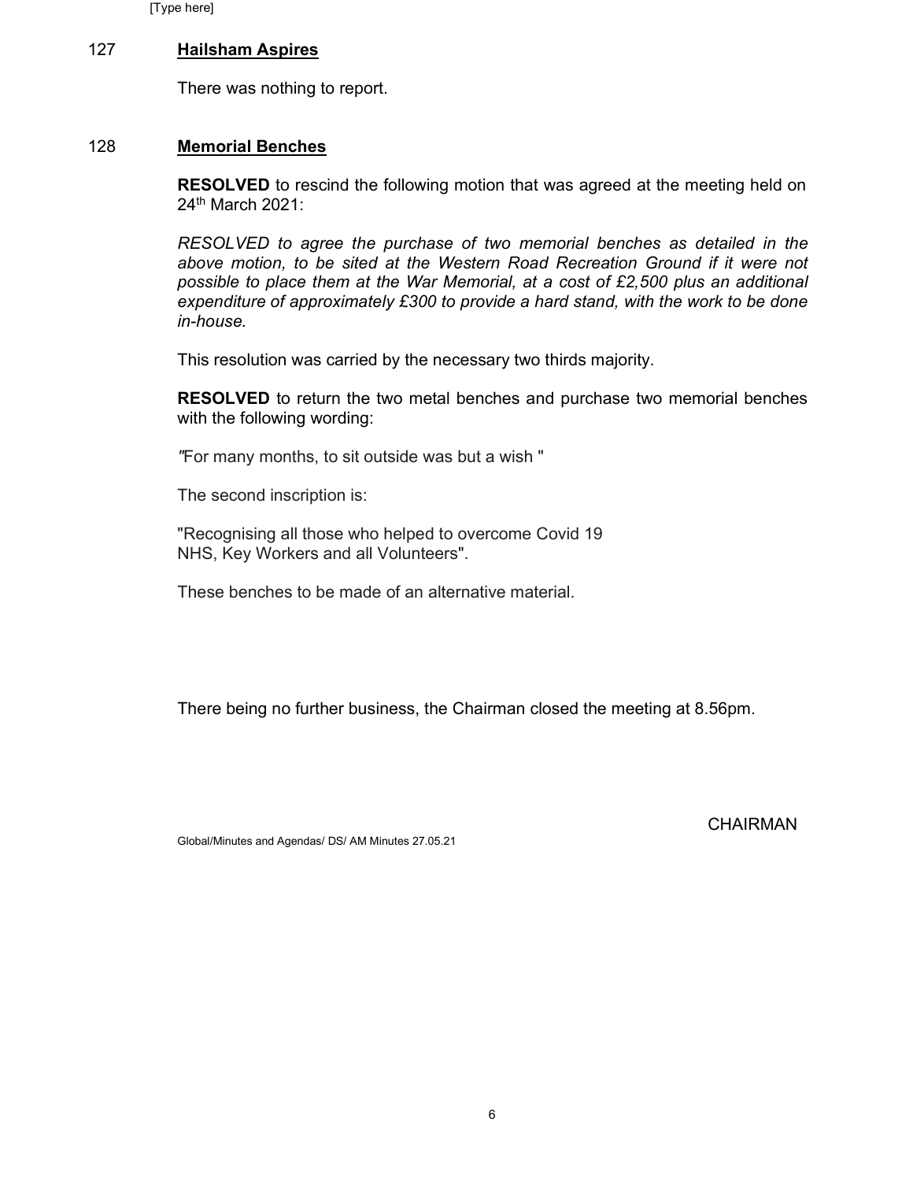127 **Hailsham Aspires**

There was nothing to report.

128 **Memorial Benches**

**RESOLVED** to rescind the following motion that was agreed at the meeting held on 24th March 2021:

*RESOLVED to agree the purchase of two memorial benches as detailed in the above motion, to be sited at the Western Road Recreation Ground if it were not possible to place them at the War Memorial, at a cost of £2,500 plus an additional expenditure of approximately £300 to provide a hard stand, with the work to be done in-house.*

This resolution was carried by the necessary two thirds majority.

**RESOLVED** to return the two metal benches and purchase two memorial benches with the following wording:

"For many months, to sit outside was but a wish "

The second inscription is:

"Recognising all those who helped to overcome Covid 19
NHS, Key Workers and all Volunteers".

These benches to be made of an alternative material.

There being no further business, the Chairman closed the meeting at 8.56pm.

CHAIRMAN

Global/Minutes and Agendas/ DS/ AM Minutes 27.05.21